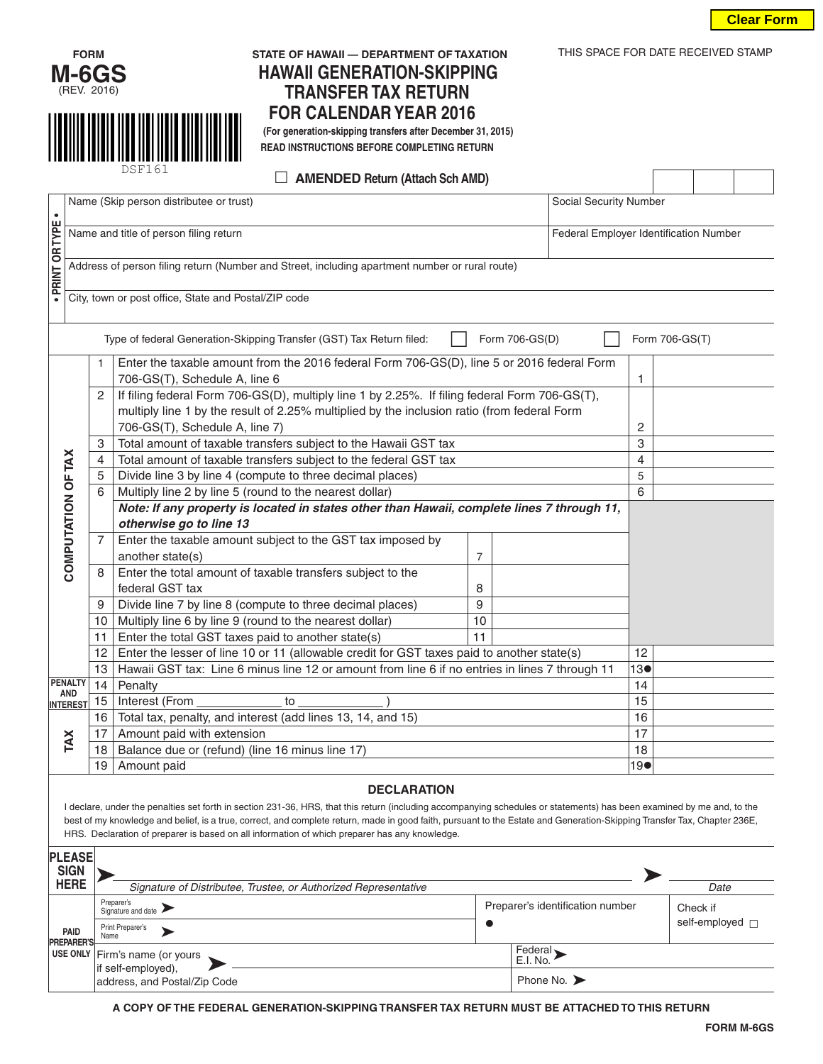Clear Form

FORM **M-6GS** (REV. 2016)

DSF161

STATE OF HAWAII — DEPARTMENT OF TAXATION

# HAWAII GENERATION-SKIPPING TRANSFER TAX RETURN FOR CALENDAR YEAR 2016

**(For generation-skipping transfers after December 31, 2015)**

**READ INSTRUCTIONS BEFORE COMPLETING RETURN**

THIS SPACE FOR DATE RECEIVED STAMP

☐ **AMENDED Return (Attach Sch AMD)**

• PRINT OR TYPE •

| | |
|---|---|
| Name (Skip person distributee or trust) | Social Security Number |
| Name and title of person filing return | Federal Employer Identification Number |
| Address of person filing return (Number and Street, including apartment number or rural route) | |
| City, town or post office, State and Postal/ZIP code | |

Type of federal Generation-Skipping Transfer (GST) Tax Return filed: ☐ Form 706-GS(D) ☐ Form 706-GS(T)

**COMPUTATION OF TAX**

| | | | | | |
|---|---|---|---|---|---|
| 1 | Enter the taxable amount from the 2016 federal Form 706-GS(D), line 5 or 2016 federal Form 706-GS(T), Schedule A, line 6 | | | 1 | |
| 2 | If filing federal Form 706-GS(D), multiply line 1 by 2.25%. If filing federal Form 706-GS(T), multiply line 1 by the result of 2.25% multiplied by the inclusion ratio (from federal Form 706-GS(T), Schedule A, line 7) | | | 2 | |
| 3 | Total amount of taxable transfers subject to the Hawaii GST tax | | | 3 | |
| 4 | Total amount of taxable transfers subject to the federal GST tax | | | 4 | |
| 5 | Divide line 3 by line 4 (compute to three decimal places) | | | 5 | |
| 6 | Multiply line 2 by line 5 (round to the nearest dollar) | | | 6 | |
| | ***Note: If any property is located in states other than Hawaii, complete lines 7 through 11, otherwise go to line 13*** | | | | |
| 7 | Enter the taxable amount subject to the GST tax imposed by another state(s) | 7 | | | |
| 8 | Enter the total amount of taxable transfers subject to the federal GST tax | 8 | | | |
| 9 | Divide line 7 by line 8 (compute to three decimal places) | 9 | | | |
| 10 | Multiply line 6 by line 9 (round to the nearest dollar) | 10 | | | |
| 11 | Enter the total GST taxes paid to another state(s) | 11 | | | |
| 12 | Enter the lesser of line 10 or 11 (allowable credit for GST taxes paid to another state(s) | | | 12 | |
| 13 | Hawaii GST tax: Line 6 minus line 12 or amount from line 6 if no entries in lines 7 through 11 | | | 13● | |

**PENALTY AND INTEREST**

| | | | |
|---|---|---|---|
| 14 | Penalty | 14 | |
| 15 | Interest (From ____________ to ____________ ) | 15 | |

**TAX**

| | | | |
|---|---|---|---|
| 16 | Total tax, penalty, and interest (add lines 13, 14, and 15) | 16 | |
| 17 | Amount paid with extension | 17 | |
| 18 | Balance due or (refund) (line 16 minus line 17) | 18 | |
| 19 | Amount paid | 19● | |

## DECLARATION

I declare, under the penalties set forth in section 231-36, HRS, that this return (including accompanying schedules or statements) has been examined by me and, to the best of my knowledge and belief, is a true, correct, and complete return, made in good faith, pursuant to the Estate and Generation-Skipping Transfer Tax, Chapter 236E, HRS. Declaration of preparer is based on all information of which preparer has any knowledge.

**PLEASE SIGN HERE** ➤ ____________________ ➤ ____________

*Signature of Distributee, Trustee, or Authorized Representative* *Date*

**PAID PREPARER'S USE ONLY**

| | | |
|---|---|---|
| Preparer's Signature and date ➤ | Preparer's identification number ● | Check if self-employed ☐ |
| Print Preparer's Name ➤ | | |
| Firm's name (or yours if self-employed), address, and Postal/Zip Code ➤ | Federal E.I. No. ➤ | |
| | Phone No. ➤ | |

**A COPY OF THE FEDERAL GENERATION-SKIPPING TRANSFER TAX RETURN MUST BE ATTACHED TO THIS RETURN**

**FORM M-6GS**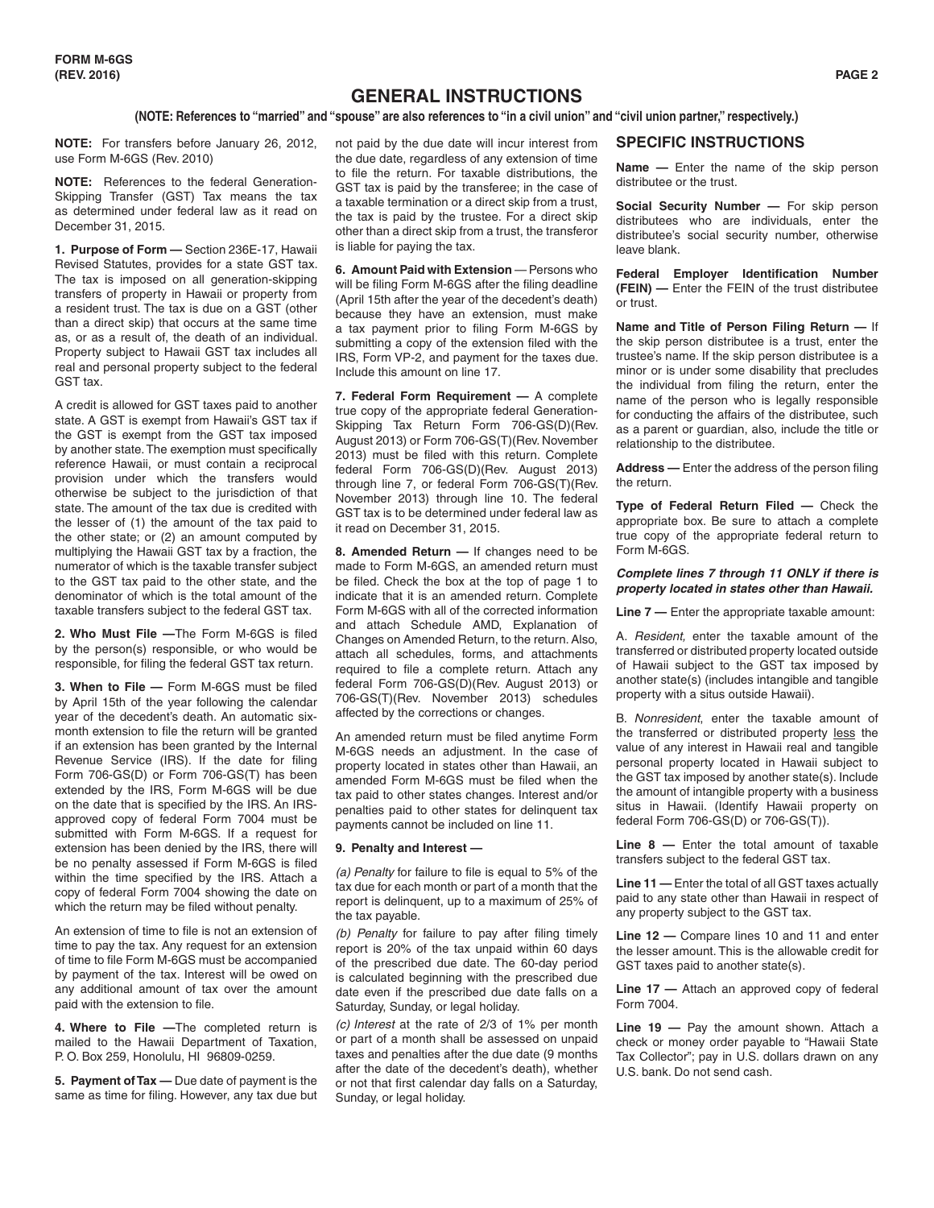# GENERAL INSTRUCTIONS

**(NOTE: References to "married" and "spouse" are also references to "in a civil union" and "civil union partner," respectively.)**

**NOTE:** For transfers before January 26, 2012, use Form M-6GS (Rev. 2010)

**NOTE:** References to the federal Generation-Skipping Transfer (GST) Tax means the tax as determined under federal law as it read on December 31, 2015.

**1. Purpose of Form —** Section 236E-17, Hawaii Revised Statutes, provides for a state GST tax. The tax is imposed on all generation-skipping transfers of property in Hawaii or property from a resident trust. The tax is due on a GST (other than a direct skip) that occurs at the same time as, or as a result of, the death of an individual. Property subject to Hawaii GST tax includes all real and personal property subject to the federal GST tax.

A credit is allowed for GST taxes paid to another state. A GST is exempt from Hawaii's GST tax if the GST is exempt from the GST tax imposed by another state. The exemption must specifically reference Hawaii, or must contain a reciprocal provision under which the transfers would otherwise be subject to the jurisdiction of that state. The amount of the tax due is credited with the lesser of (1) the amount of the tax paid to the other state; or (2) an amount computed by multiplying the Hawaii GST tax by a fraction, the numerator of which is the taxable transfer subject to the GST tax paid to the other state, and the denominator of which is the total amount of the taxable transfers subject to the federal GST tax.

**2. Who Must File —**The Form M-6GS is filed by the person(s) responsible, or who would be responsible, for filing the federal GST tax return.

**3. When to File —** Form M-6GS must be filed by April 15th of the year following the calendar year of the decedent's death. An automatic six-month extension to file the return will be granted if an extension has been granted by the Internal Revenue Service (IRS). If the date for filing Form 706-GS(D) or Form 706-GS(T) has been extended by the IRS, Form M-6GS will be due on the date that is specified by the IRS. An IRS-approved copy of federal Form 7004 must be submitted with Form M-6GS. If a request for extension has been denied by the IRS, there will be no penalty assessed if Form M-6GS is filed within the time specified by the IRS. Attach a copy of federal Form 7004 showing the date on which the return may be filed without penalty.

An extension of time to file is not an extension of time to pay the tax. Any request for an extension of time to file Form M-6GS must be accompanied by payment of the tax. Interest will be owed on any additional amount of tax over the amount paid with the extension to file.

**4. Where to File —**The completed return is mailed to the Hawaii Department of Taxation, P. O. Box 259, Honolulu, HI 96809-0259.

**5. Payment of Tax —** Due date of payment is the same as time for filing. However, any tax due but not paid by the due date will incur interest from the due date, regardless of any extension of time to file the return. For taxable distributions, the GST tax is paid by the transferee; in the case of a taxable termination or a direct skip from a trust, the tax is paid by the trustee. For a direct skip other than a direct skip from a trust, the transferor is liable for paying the tax.

**6. Amount Paid with Extension** — Persons who will be filing Form M-6GS after the filing deadline (April 15th after the year of the decedent's death) because they have an extension, must make a tax payment prior to filing Form M-6GS by submitting a copy of the extension filed with the IRS, Form VP-2, and payment for the taxes due. Include this amount on line 17.

**7. Federal Form Requirement —** A complete true copy of the appropriate federal Generation-Skipping Tax Return Form 706-GS(D)(Rev. August 2013) or Form 706-GS(T)(Rev. November 2013) must be filed with this return. Complete federal Form 706-GS(D)(Rev. August 2013) through line 7, or federal Form 706-GS(T)(Rev. November 2013) through line 10. The federal GST tax is to be determined under federal law as it read on December 31, 2015.

**8. Amended Return —** If changes need to be made to Form M-6GS, an amended return must be filed. Check the box at the top of page 1 to indicate that it is an amended return. Complete Form M-6GS with all of the corrected information and attach Schedule AMD, Explanation of Changes on Amended Return, to the return. Also, attach all schedules, forms, and attachments required to file a complete return. Attach any federal Form 706-GS(D)(Rev. August 2013) or 706-GS(T)(Rev. November 2013) schedules affected by the corrections or changes.

An amended return must be filed anytime Form M-6GS needs an adjustment. In the case of property located in states other than Hawaii, an amended Form M-6GS must be filed when the tax paid to other states changes. Interest and/or penalties paid to other states for delinquent tax payments cannot be included on line 11.

**9. Penalty and Interest —**

*(a) Penalty* for failure to file is equal to 5% of the tax due for each month or part of a month that the report is delinquent, up to a maximum of 25% of the tax payable.

*(b) Penalty* for failure to pay after filing timely report is 20% of the tax unpaid within 60 days of the prescribed due date. The 60-day period is calculated beginning with the prescribed due date even if the prescribed due date falls on a Saturday, Sunday, or legal holiday.

*(c) Interest* at the rate of 2/3 of 1% per month or part of a month shall be assessed on unpaid taxes and penalties after the due date (9 months after the date of the decedent's death), whether or not that first calendar day falls on a Saturday, Sunday, or legal holiday.

## SPECIFIC INSTRUCTIONS

**Name —** Enter the name of the skip person distributee or the trust.

**Social Security Number —** For skip person distributees who are individuals, enter the distributee's social security number, otherwise leave blank.

**Federal Employer Identification Number (FEIN) —** Enter the FEIN of the trust distributee or trust.

**Name and Title of Person Filing Return —** If the skip person distributee is a trust, enter the trustee's name. If the skip person distributee is a minor or is under some disability that precludes the individual from filing the return, enter the name of the person who is legally responsible for conducting the affairs of the distributee, such as a parent or guardian, also, include the title or relationship to the distributee.

**Address —** Enter the address of the person filing the return.

**Type of Federal Return Filed —** Check the appropriate box. Be sure to attach a complete true copy of the appropriate federal return to Form M-6GS.

***Complete lines 7 through 11 ONLY if there is property located in states other than Hawaii.***

**Line 7 —** Enter the appropriate taxable amount:

A. *Resident,* enter the taxable amount of the transferred or distributed property located outside of Hawaii subject to the GST tax imposed by another state(s) (includes intangible and tangible property with a situs outside Hawaii).

B. *Nonresident*, enter the taxable amount of the transferred or distributed property less the value of any interest in Hawaii real and tangible personal property located in Hawaii subject to the GST tax imposed by another state(s). Include the amount of intangible property with a business situs in Hawaii. (Identify Hawaii property on federal Form 706-GS(D) or 706-GS(T)).

**Line 8 —** Enter the total amount of taxable transfers subject to the federal GST tax.

**Line 11 —** Enter the total of all GST taxes actually paid to any state other than Hawaii in respect of any property subject to the GST tax.

**Line 12 —** Compare lines 10 and 11 and enter the lesser amount. This is the allowable credit for GST taxes paid to another state(s).

**Line 17 —** Attach an approved copy of federal Form 7004.

**Line 19 —** Pay the amount shown. Attach a check or money order payable to "Hawaii State Tax Collector"; pay in U.S. dollars drawn on any U.S. bank. Do not send cash.